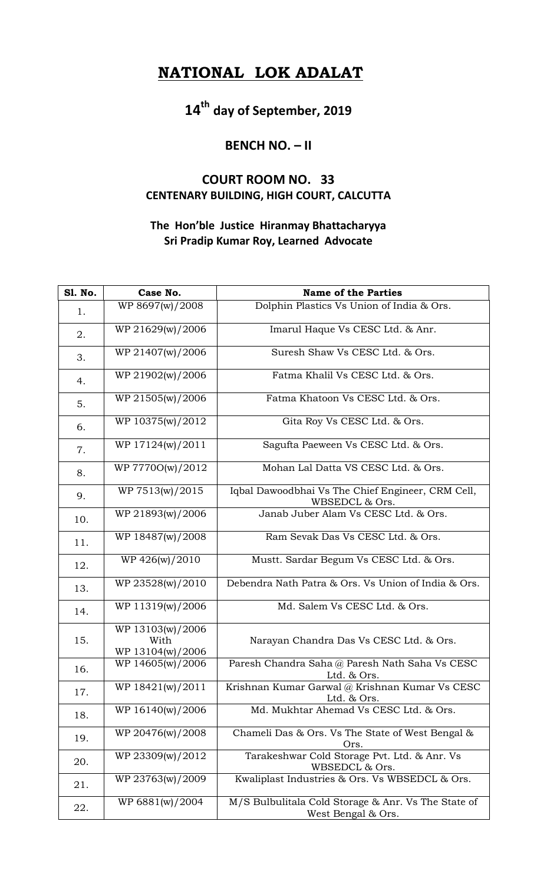# NATIONAL LOK ADALAT

## 14th day of September, 2019

### BENCH NO. – II

### COURT ROOM NO. 33
### CENTENARY BUILDING, HIGH COURT, CALCUTTA

**The Hon'ble Justice Hiranmay Bhattacharyya**
**Sri Pradip Kumar Roy, Learned Advocate**

| Sl. No. | Case No. | Name of the Parties |
|---|---|---|
| 1. | WP 8697(w)/2008 | Dolphin Plastics Vs Union of India & Ors. |
| 2. | WP 21629(w)/2006 | Imarul Haque Vs CESC Ltd. & Anr. |
| 3. | WP 21407(w)/2006 | Suresh Shaw Vs CESC Ltd. & Ors. |
| 4. | WP 21902(w)/2006 | Fatma Khalil Vs CESC Ltd. & Ors. |
| 5. | WP 21505(w)/2006 | Fatma Khatoon Vs CESC Ltd. & Ors. |
| 6. | WP 10375(w)/2012 | Gita Roy Vs CESC Ltd. & Ors. |
| 7. | WP 17124(w)/2011 | Sagufta Paeween Vs CESC Ltd. & Ors. |
| 8. | WP 7770O(w)/2012 | Mohan Lal Datta VS CESC Ltd. & Ors. |
| 9. | WP 7513(w)/2015 | Iqbal Dawoodbhai Vs The Chief Engineer, CRM Cell, WBSEDCL & Ors. |
| 10. | WP 21893(w)/2006 | Janab Juber Alam Vs CESC Ltd. & Ors. |
| 11. | WP 18487(w)/2008 | Ram Sevak Das Vs CESC Ltd. & Ors. |
| 12. | WP 426(w)/2010 | Mustt. Sardar Begum Vs CESC Ltd. & Ors. |
| 13. | WP 23528(w)/2010 | Debendra Nath Patra & Ors. Vs Union of India & Ors. |
| 14. | WP 11319(w)/2006 | Md. Salem Vs CESC Ltd. & Ors. |
| 15. | WP 13103(w)/2006 With WP 13104(w)/2006 | Narayan Chandra Das Vs CESC Ltd. & Ors. |
| 16. | WP 14605(w)/2006 | Paresh Chandra Saha @ Paresh Nath Saha Vs CESC Ltd. & Ors. |
| 17. | WP 18421(w)/2011 | Krishnan Kumar Garwal @ Krishnan Kumar Vs CESC Ltd. & Ors. |
| 18. | WP 16140(w)/2006 | Md. Mukhtar Ahemad Vs CESC Ltd. & Ors. |
| 19. | WP 20476(w)/2008 | Chameli Das & Ors. Vs The State of West Bengal & Ors. |
| 20. | WP 23309(w)/2012 | Tarakeshwar Cold Storage Pvt. Ltd. & Anr. Vs WBSEDCL & Ors. |
| 21. | WP 23763(w)/2009 | Kwaliplast Industries & Ors. Vs WBSEDCL & Ors. |
| 22. | WP 6881(w)/2004 | M/S Bulbulitala Cold Storage & Anr. Vs The State of West Bengal & Ors. |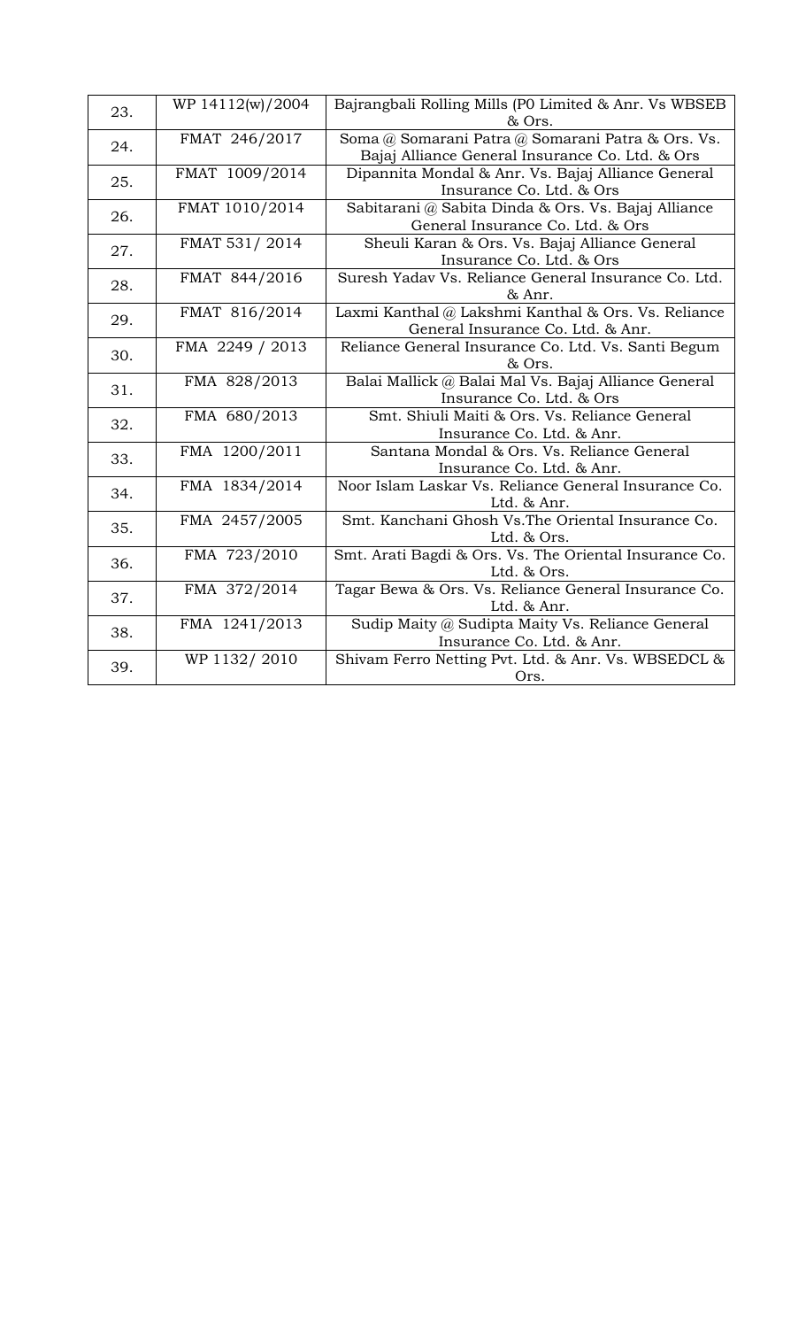| | | |
|---|---|---|
| 23. | WP 14112(w)/2004 | Bajrangbali Rolling Mills (P0 Limited & Anr. Vs WBSEB & Ors. |
| 24. | FMAT 246/2017 | Soma @ Somarani Patra @ Somarani Patra & Ors. Vs. Bajaj Alliance General Insurance Co. Ltd. & Ors |
| 25. | FMAT 1009/2014 | Dipannita Mondal & Anr. Vs. Bajaj Alliance General Insurance Co. Ltd. & Ors |
| 26. | FMAT 1010/2014 | Sabitarani @ Sabita Dinda & Ors. Vs. Bajaj Alliance General Insurance Co. Ltd. & Ors |
| 27. | FMAT 531/ 2014 | Sheuli Karan & Ors. Vs. Bajaj Alliance General Insurance Co. Ltd. & Ors |
| 28. | FMAT 844/2016 | Suresh Yadav Vs. Reliance General Insurance Co. Ltd. & Anr. |
| 29. | FMAT 816/2014 | Laxmi Kanthal @ Lakshmi Kanthal & Ors. Vs. Reliance General Insurance Co. Ltd. & Anr. |
| 30. | FMA 2249 / 2013 | Reliance General Insurance Co. Ltd. Vs. Santi Begum & Ors. |
| 31. | FMA 828/2013 | Balai Mallick @ Balai Mal Vs. Bajaj Alliance General Insurance Co. Ltd. & Ors |
| 32. | FMA 680/2013 | Smt. Shiuli Maiti & Ors. Vs. Reliance General Insurance Co. Ltd. & Anr. |
| 33. | FMA 1200/2011 | Santana Mondal & Ors. Vs. Reliance General Insurance Co. Ltd. & Anr. |
| 34. | FMA 1834/2014 | Noor Islam Laskar Vs. Reliance General Insurance Co. Ltd. & Anr. |
| 35. | FMA 2457/2005 | Smt. Kanchani Ghosh Vs.The Oriental Insurance Co. Ltd. & Ors. |
| 36. | FMA 723/2010 | Smt. Arati Bagdi & Ors. Vs. The Oriental Insurance Co. Ltd. & Ors. |
| 37. | FMA 372/2014 | Tagar Bewa & Ors. Vs. Reliance General Insurance Co. Ltd. & Anr. |
| 38. | FMA 1241/2013 | Sudip Maity @ Sudipta Maity Vs. Reliance General Insurance Co. Ltd. & Anr. |
| 39. | WP 1132/ 2010 | Shivam Ferro Netting Pvt. Ltd. & Anr. Vs. WBSEDCL & Ors. |